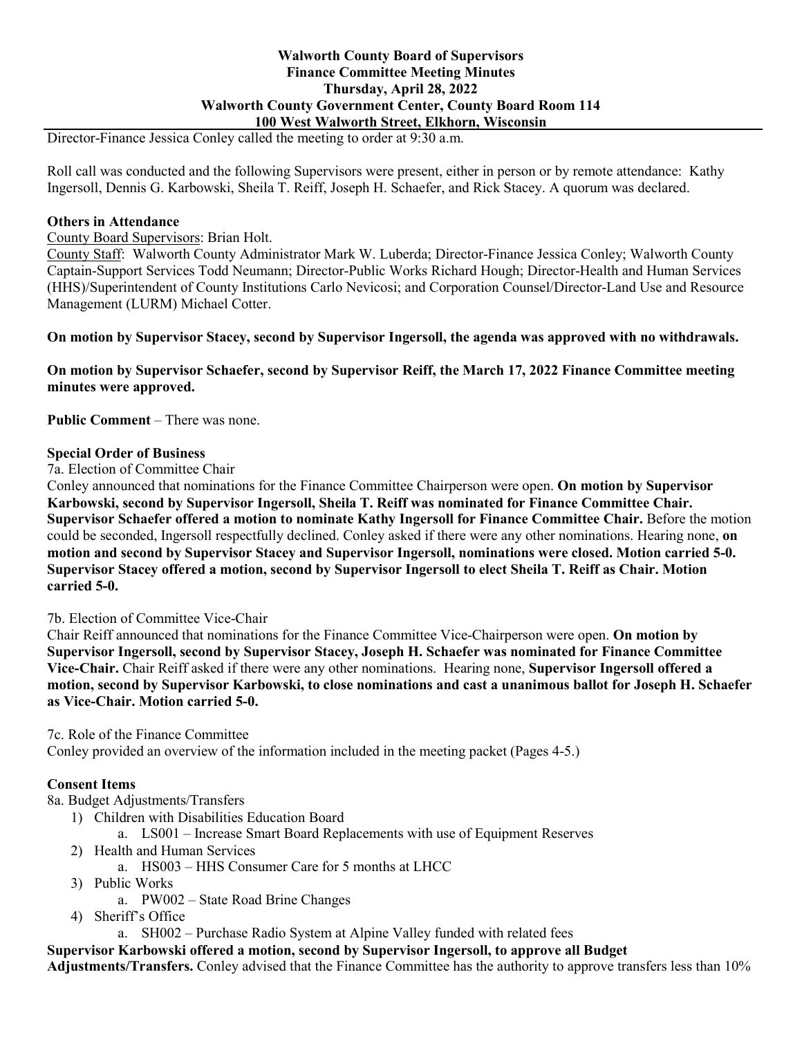**Walworth County Board of Supervisors**
**Finance Committee Meeting Minutes**
**Thursday, April 28, 2022**
**Walworth County Government Center, County Board Room 114**
**100 West Walworth Street, Elkhorn, Wisconsin**

Director-Finance Jessica Conley called the meeting to order at 9:30 a.m.

Roll call was conducted and the following Supervisors were present, either in person or by remote attendance: Kathy Ingersoll, Dennis G. Karbowski, Sheila T. Reiff, Joseph H. Schaefer, and Rick Stacey. A quorum was declared.

**Others in Attendance**

County Board Supervisors: Brian Holt.

County Staff: Walworth County Administrator Mark W. Luberda; Director-Finance Jessica Conley; Walworth County Captain-Support Services Todd Neumann; Director-Public Works Richard Hough; Director-Health and Human Services (HHS)/Superintendent of County Institutions Carlo Nevicosi; and Corporation Counsel/Director-Land Use and Resource Management (LURM) Michael Cotter.

**On motion by Supervisor Stacey, second by Supervisor Ingersoll, the agenda was approved with no withdrawals.**

**On motion by Supervisor Schaefer, second by Supervisor Reiff, the March 17, 2022 Finance Committee meeting minutes were approved.**

**Public Comment** – There was none.

**Special Order of Business**

7a. Election of Committee Chair

Conley announced that nominations for the Finance Committee Chairperson were open. **On motion by Supervisor Karbowski, second by Supervisor Ingersoll, Sheila T. Reiff was nominated for Finance Committee Chair. Supervisor Schaefer offered a motion to nominate Kathy Ingersoll for Finance Committee Chair.** Before the motion could be seconded, Ingersoll respectfully declined. Conley asked if there were any other nominations. Hearing none, **on motion and second by Supervisor Stacey and Supervisor Ingersoll, nominations were closed. Motion carried 5-0. Supervisor Stacey offered a motion, second by Supervisor Ingersoll to elect Sheila T. Reiff as Chair. Motion carried 5-0.**

7b. Election of Committee Vice-Chair

Chair Reiff announced that nominations for the Finance Committee Vice-Chairperson were open. **On motion by Supervisor Ingersoll, second by Supervisor Stacey, Joseph H. Schaefer was nominated for Finance Committee Vice-Chair.** Chair Reiff asked if there were any other nominations. Hearing none, **Supervisor Ingersoll offered a motion, second by Supervisor Karbowski, to close nominations and cast a unanimous ballot for Joseph H. Schaefer as Vice-Chair. Motion carried 5-0.**

7c. Role of the Finance Committee

Conley provided an overview of the information included in the meeting packet (Pages 4-5.)

**Consent Items**

8a. Budget Adjustments/Transfers

1) Children with Disabilities Education Board
   a. LS001 – Increase Smart Board Replacements with use of Equipment Reserves
2) Health and Human Services
   a. HS003 – HHS Consumer Care for 5 months at LHCC
3) Public Works
   a. PW002 – State Road Brine Changes
4) Sheriff's Office
   a. SH002 – Purchase Radio System at Alpine Valley funded with related fees

**Supervisor Karbowski offered a motion, second by Supervisor Ingersoll, to approve all Budget Adjustments/Transfers.** Conley advised that the Finance Committee has the authority to approve transfers less than 10%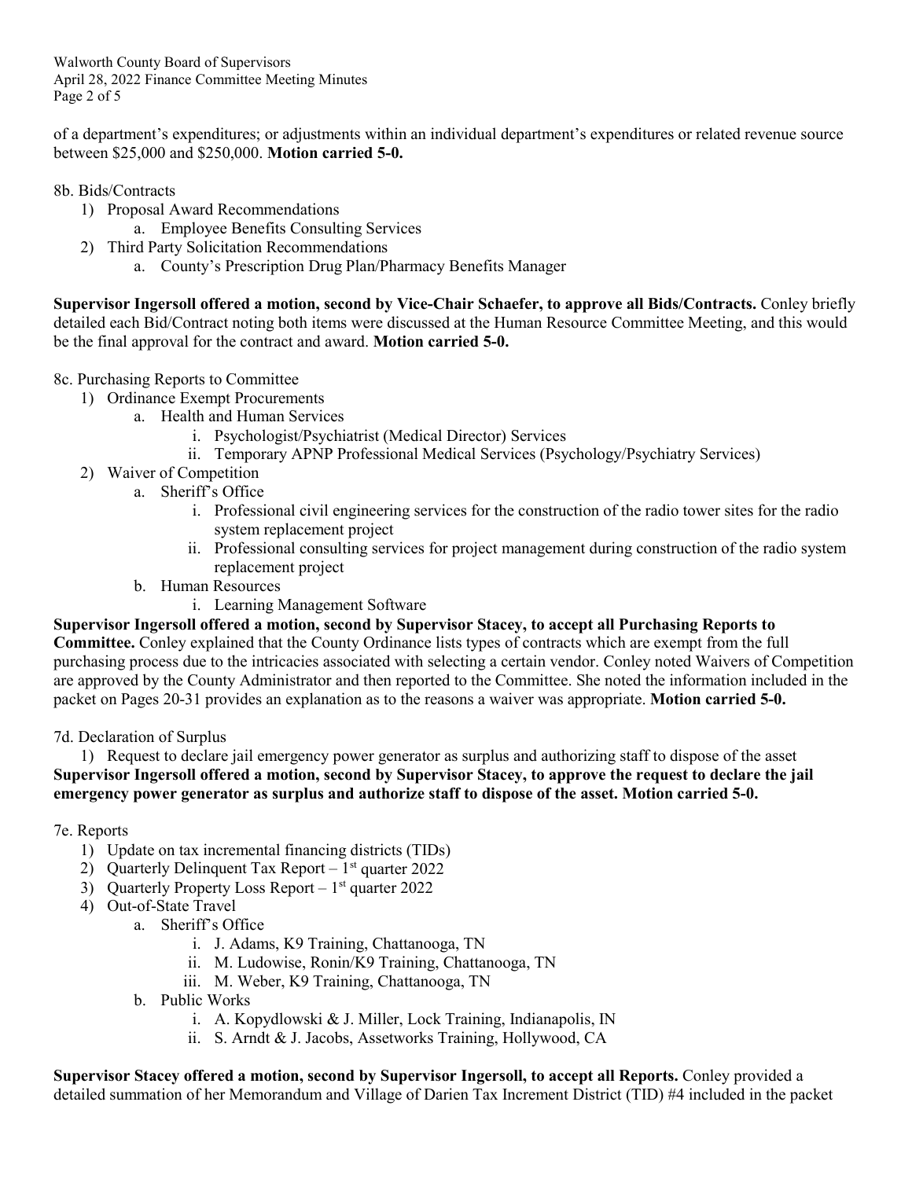of a department's expenditures; or adjustments within an individual department's expenditures or related revenue source between $25,000 and $250,000. **Motion carried 5-0.**

8b. Bids/Contracts

1) Proposal Award Recommendations
   a. Employee Benefits Consulting Services
2) Third Party Solicitation Recommendations
   a. County's Prescription Drug Plan/Pharmacy Benefits Manager

**Supervisor Ingersoll offered a motion, second by Vice-Chair Schaefer, to approve all Bids/Contracts.** Conley briefly detailed each Bid/Contract noting both items were discussed at the Human Resource Committee Meeting, and this would be the final approval for the contract and award. **Motion carried 5-0.**

8c. Purchasing Reports to Committee

1) Ordinance Exempt Procurements
   a. Health and Human Services
      i. Psychologist/Psychiatrist (Medical Director) Services
      ii. Temporary APNP Professional Medical Services (Psychology/Psychiatry Services)
2) Waiver of Competition
   a. Sheriff's Office
      i. Professional civil engineering services for the construction of the radio tower sites for the radio system replacement project
      ii. Professional consulting services for project management during construction of the radio system replacement project
   b. Human Resources
      i. Learning Management Software

**Supervisor Ingersoll offered a motion, second by Supervisor Stacey, to accept all Purchasing Reports to Committee.** Conley explained that the County Ordinance lists types of contracts which are exempt from the full purchasing process due to the intricacies associated with selecting a certain vendor. Conley noted Waivers of Competition are approved by the County Administrator and then reported to the Committee. She noted the information included in the packet on Pages 20-31 provides an explanation as to the reasons a waiver was appropriate. **Motion carried 5-0.**

7d. Declaration of Surplus

1) Request to declare jail emergency power generator as surplus and authorizing staff to dispose of the asset

**Supervisor Ingersoll offered a motion, second by Supervisor Stacey, to approve the request to declare the jail emergency power generator as surplus and authorize staff to dispose of the asset. Motion carried 5-0.**

7e. Reports

1) Update on tax incremental financing districts (TIDs)
2) Quarterly Delinquent Tax Report – 1st quarter 2022
3) Quarterly Property Loss Report – 1st quarter 2022
4) Out-of-State Travel
   a. Sheriff's Office
      i. J. Adams, K9 Training, Chattanooga, TN
      ii. M. Ludowise, Ronin/K9 Training, Chattanooga, TN
      iii. M. Weber, K9 Training, Chattanooga, TN
   b. Public Works
      i. A. Kopydlowski & J. Miller, Lock Training, Indianapolis, IN
      ii. S. Arndt & J. Jacobs, Assetworks Training, Hollywood, CA

**Supervisor Stacey offered a motion, second by Supervisor Ingersoll, to accept all Reports.** Conley provided a detailed summation of her Memorandum and Village of Darien Tax Increment District (TID) #4 included in the packet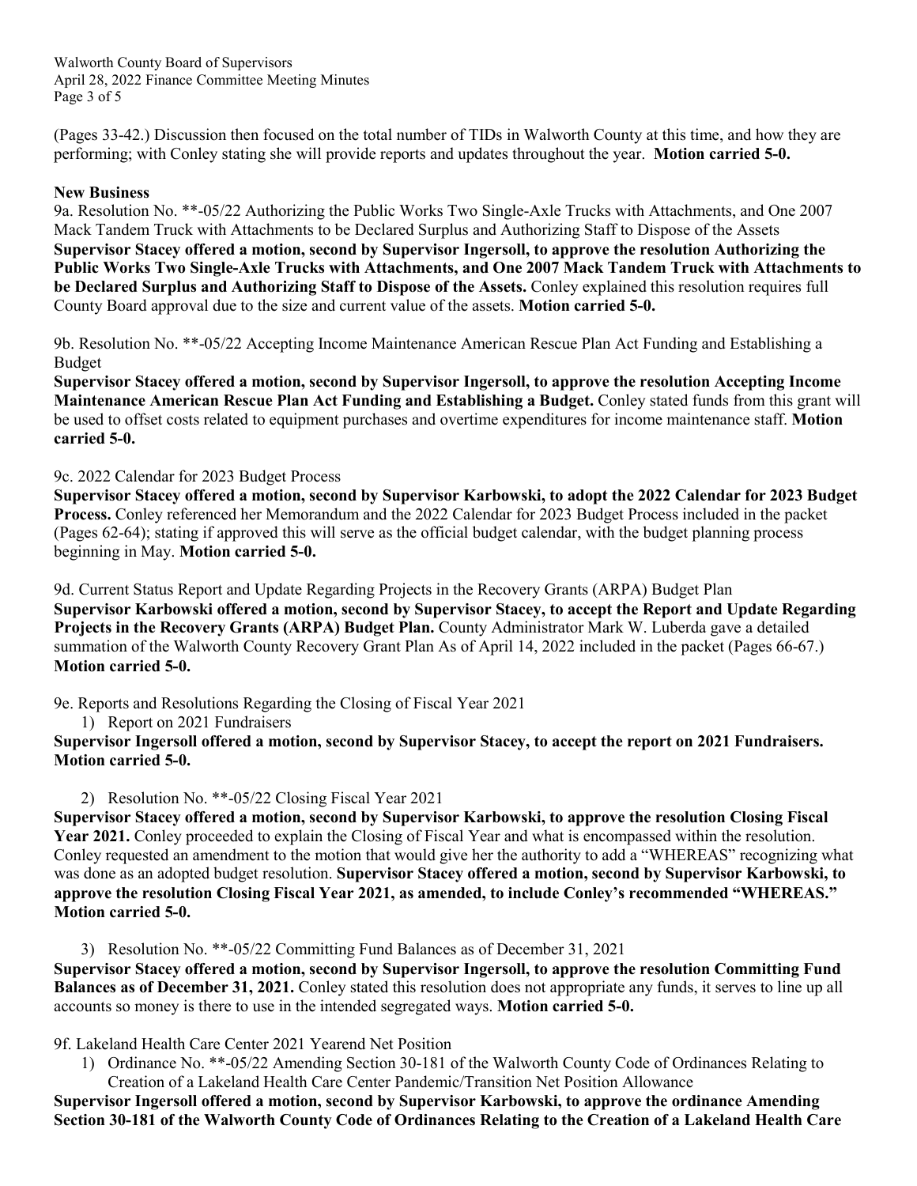(Pages 33-42.) Discussion then focused on the total number of TIDs in Walworth County at this time, and how they are performing; with Conley stating she will provide reports and updates throughout the year. **Motion carried 5-0.**

**New Business**

9a. Resolution No. **-05/22 Authorizing the Public Works Two Single-Axle Trucks with Attachments, and One 2007 Mack Tandem Truck with Attachments to be Declared Surplus and Authorizing Staff to Dispose of the Assets
**Supervisor Stacey offered a motion, second by Supervisor Ingersoll, to approve the resolution Authorizing the Public Works Two Single-Axle Trucks with Attachments, and One 2007 Mack Tandem Truck with Attachments to be Declared Surplus and Authorizing Staff to Dispose of the Assets.** Conley explained this resolution requires full County Board approval due to the size and current value of the assets. **Motion carried 5-0.**

9b. Resolution No. **-05/22 Accepting Income Maintenance American Rescue Plan Act Funding and Establishing a Budget
**Supervisor Stacey offered a motion, second by Supervisor Ingersoll, to approve the resolution Accepting Income Maintenance American Rescue Plan Act Funding and Establishing a Budget.** Conley stated funds from this grant will be used to offset costs related to equipment purchases and overtime expenditures for income maintenance staff. **Motion carried 5-0.**

9c. 2022 Calendar for 2023 Budget Process
**Supervisor Stacey offered a motion, second by Supervisor Karbowski, to adopt the 2022 Calendar for 2023 Budget Process.** Conley referenced her Memorandum and the 2022 Calendar for 2023 Budget Process included in the packet (Pages 62-64); stating if approved this will serve as the official budget calendar, with the budget planning process beginning in May. **Motion carried 5-0.**

9d. Current Status Report and Update Regarding Projects in the Recovery Grants (ARPA) Budget Plan
**Supervisor Karbowski offered a motion, second by Supervisor Stacey, to accept the Report and Update Regarding Projects in the Recovery Grants (ARPA) Budget Plan.** County Administrator Mark W. Luberda gave a detailed summation of the Walworth County Recovery Grant Plan As of April 14, 2022 included in the packet (Pages 66-67.) **Motion carried 5-0.**

9e. Reports and Resolutions Regarding the Closing of Fiscal Year 2021

1) Report on 2021 Fundraisers

**Supervisor Ingersoll offered a motion, second by Supervisor Stacey, to accept the report on 2021 Fundraisers. Motion carried 5-0.**

2) Resolution No. **-05/22 Closing Fiscal Year 2021

**Supervisor Stacey offered a motion, second by Supervisor Karbowski, to approve the resolution Closing Fiscal Year 2021.** Conley proceeded to explain the Closing of Fiscal Year and what is encompassed within the resolution. Conley requested an amendment to the motion that would give her the authority to add a "WHEREAS" recognizing what was done as an adopted budget resolution. **Supervisor Stacey offered a motion, second by Supervisor Karbowski, to approve the resolution Closing Fiscal Year 2021, as amended, to include Conley's recommended "WHEREAS." Motion carried 5-0.**

3) Resolution No. **-05/22 Committing Fund Balances as of December 31, 2021

**Supervisor Stacey offered a motion, second by Supervisor Ingersoll, to approve the resolution Committing Fund Balances as of December 31, 2021.** Conley stated this resolution does not appropriate any funds, it serves to line up all accounts so money is there to use in the intended segregated ways. **Motion carried 5-0.**

9f. Lakeland Health Care Center 2021 Yearend Net Position

1) Ordinance No. **-05/22 Amending Section 30-181 of the Walworth County Code of Ordinances Relating to Creation of a Lakeland Health Care Center Pandemic/Transition Net Position Allowance

**Supervisor Ingersoll offered a motion, second by Supervisor Karbowski, to approve the ordinance Amending Section 30-181 of the Walworth County Code of Ordinances Relating to the Creation of a Lakeland Health Care**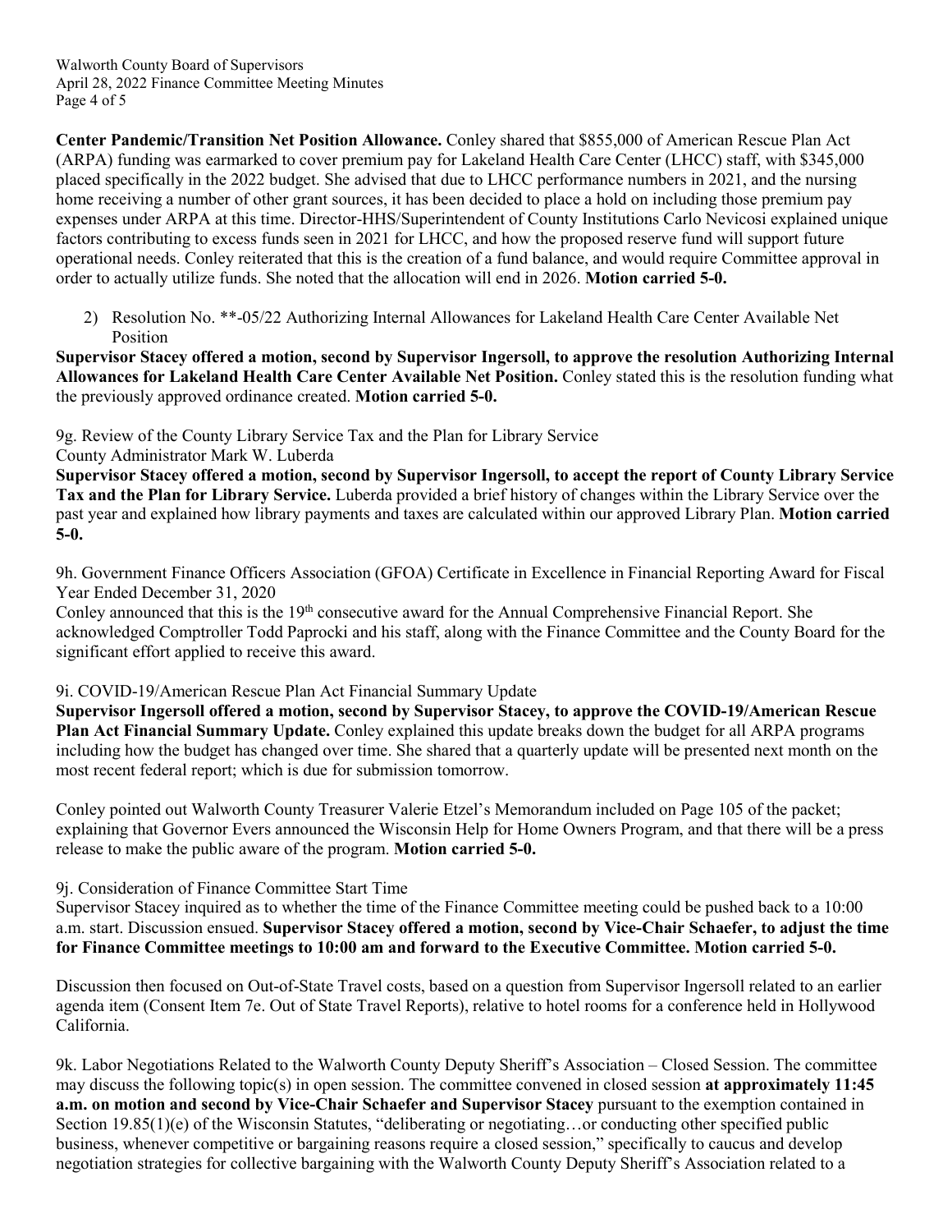**Center Pandemic/Transition Net Position Allowance.** Conley shared that $855,000 of American Rescue Plan Act (ARPA) funding was earmarked to cover premium pay for Lakeland Health Care Center (LHCC) staff, with $345,000 placed specifically in the 2022 budget. She advised that due to LHCC performance numbers in 2021, and the nursing home receiving a number of other grant sources, it has been decided to place a hold on including those premium pay expenses under ARPA at this time. Director-HHS/Superintendent of County Institutions Carlo Nevicosi explained unique factors contributing to excess funds seen in 2021 for LHCC, and how the proposed reserve fund will support future operational needs. Conley reiterated that this is the creation of a fund balance, and would require Committee approval in order to actually utilize funds. She noted that the allocation will end in 2026. **Motion carried 5-0.**

2) Resolution No. **-05/22 Authorizing Internal Allowances for Lakeland Health Care Center Available Net Position

**Supervisor Stacey offered a motion, second by Supervisor Ingersoll, to approve the resolution Authorizing Internal Allowances for Lakeland Health Care Center Available Net Position.** Conley stated this is the resolution funding what the previously approved ordinance created. **Motion carried 5-0.**

9g. Review of the County Library Service Tax and the Plan for Library Service
County Administrator Mark W. Luberda

**Supervisor Stacey offered a motion, second by Supervisor Ingersoll, to accept the report of County Library Service Tax and the Plan for Library Service.** Luberda provided a brief history of changes within the Library Service over the past year and explained how library payments and taxes are calculated within our approved Library Plan. **Motion carried 5-0.**

9h. Government Finance Officers Association (GFOA) Certificate in Excellence in Financial Reporting Award for Fiscal Year Ended December 31, 2020

Conley announced that this is the 19th consecutive award for the Annual Comprehensive Financial Report. She acknowledged Comptroller Todd Paprocki and his staff, along with the Finance Committee and the County Board for the significant effort applied to receive this award.

9i. COVID-19/American Rescue Plan Act Financial Summary Update

**Supervisor Ingersoll offered a motion, second by Supervisor Stacey, to approve the COVID-19/American Rescue Plan Act Financial Summary Update.** Conley explained this update breaks down the budget for all ARPA programs including how the budget has changed over time. She shared that a quarterly update will be presented next month on the most recent federal report; which is due for submission tomorrow.

Conley pointed out Walworth County Treasurer Valerie Etzel's Memorandum included on Page 105 of the packet; explaining that Governor Evers announced the Wisconsin Help for Home Owners Program, and that there will be a press release to make the public aware of the program. **Motion carried 5-0.**

9j. Consideration of Finance Committee Start Time

Supervisor Stacey inquired as to whether the time of the Finance Committee meeting could be pushed back to a 10:00 a.m. start. Discussion ensued. **Supervisor Stacey offered a motion, second by Vice-Chair Schaefer, to adjust the time for Finance Committee meetings to 10:00 am and forward to the Executive Committee. Motion carried 5-0.**

Discussion then focused on Out-of-State Travel costs, based on a question from Supervisor Ingersoll related to an earlier agenda item (Consent Item 7e. Out of State Travel Reports), relative to hotel rooms for a conference held in Hollywood California.

9k. Labor Negotiations Related to the Walworth County Deputy Sheriff's Association – Closed Session. The committee may discuss the following topic(s) in open session. The committee convened in closed session **at approximately 11:45 a.m. on motion and second by Vice-Chair Schaefer and Supervisor Stacey** pursuant to the exemption contained in Section 19.85(1)(e) of the Wisconsin Statutes, "deliberating or negotiating…or conducting other specified public business, whenever competitive or bargaining reasons require a closed session," specifically to caucus and develop negotiation strategies for collective bargaining with the Walworth County Deputy Sheriff's Association related to a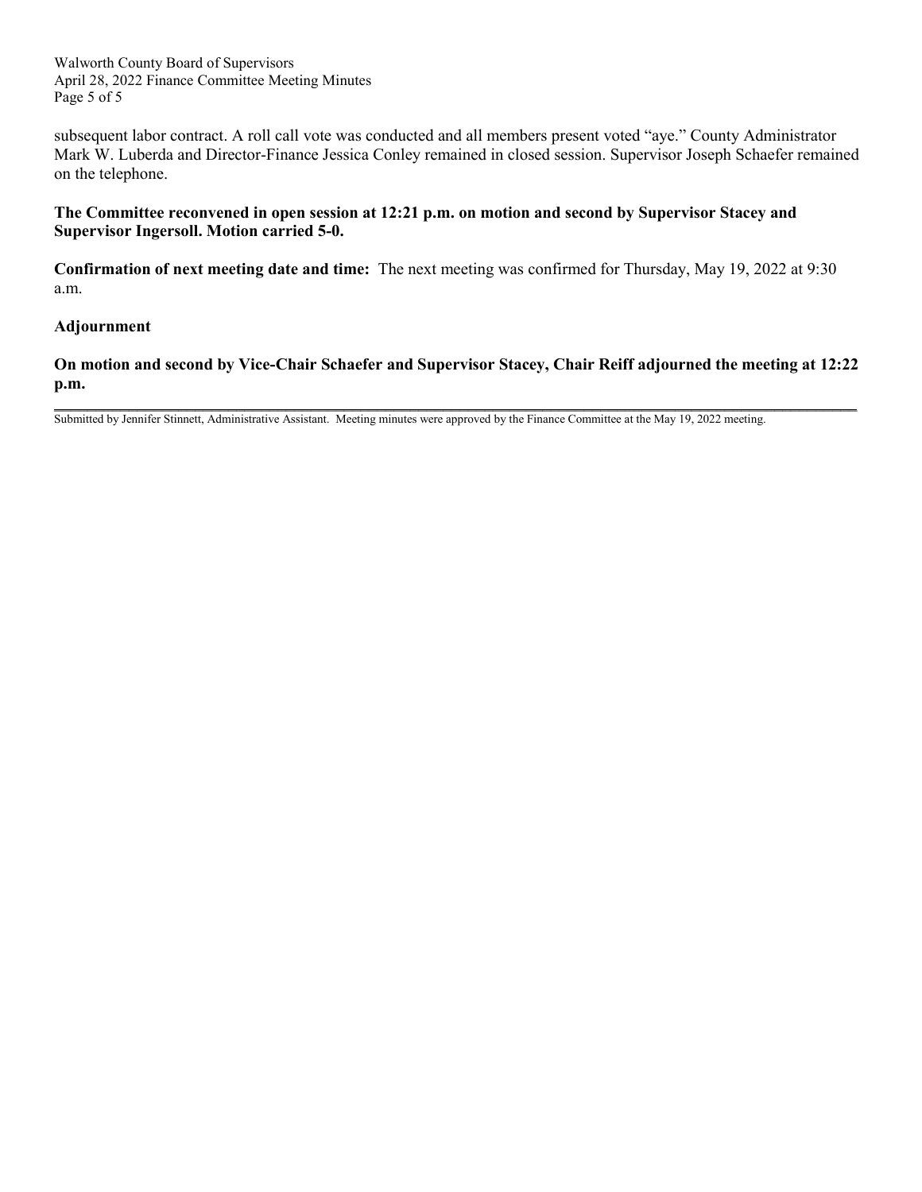subsequent labor contract. A roll call vote was conducted and all members present voted "aye." County Administrator Mark W. Luberda and Director-Finance Jessica Conley remained in closed session. Supervisor Joseph Schaefer remained on the telephone.

**The Committee reconvened in open session at 12:21 p.m. on motion and second by Supervisor Stacey and Supervisor Ingersoll. Motion carried 5-0.**

**Confirmation of next meeting date and time:** The next meeting was confirmed for Thursday, May 19, 2022 at 9:30 a.m.

**Adjournment**

**On motion and second by Vice-Chair Schaefer and Supervisor Stacey, Chair Reiff adjourned the meeting at 12:22 p.m.**

---

Submitted by Jennifer Stinnett, Administrative Assistant. Meeting minutes were approved by the Finance Committee at the May 19, 2022 meeting.